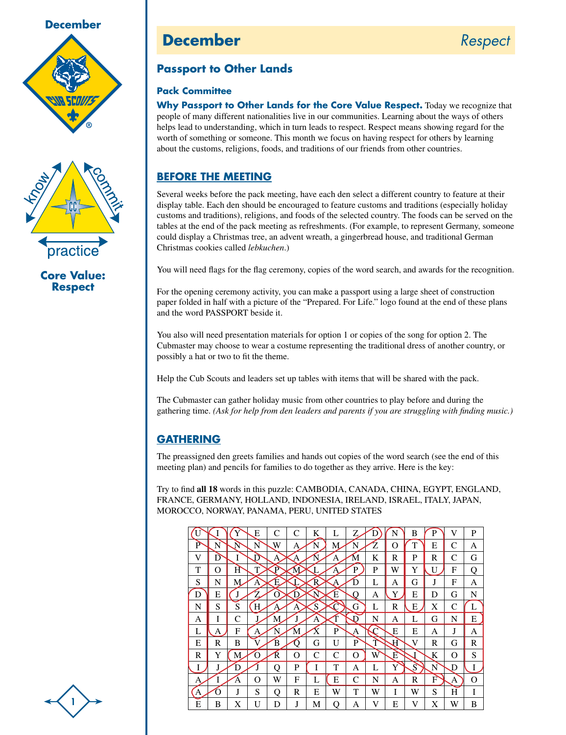# December — Respect

**Core Value: Respect**

## Passport to Other Lands

### Pack Committee

**Why Passport to Other Lands for the Core Value Respect.** Today we recognize that people of many different nationalities live in our communities. Learning about the ways of others helps lead to understanding, which in turn leads to respect. Respect means showing regard for the worth of something or someone. This month we focus on having respect for others by learning about the customs, religions, foods, and traditions of our friends from other countries.

## BEFORE THE MEETING

Several weeks before the pack meeting, have each den select a different country to feature at their display table. Each den should be encouraged to feature customs and traditions (especially holiday customs and traditions), religions, and foods of the selected country. The foods can be served on the tables at the end of the pack meeting as refreshments. (For example, to represent Germany, someone could display a Christmas tree, an advent wreath, a gingerbread house, and traditional German Christmas cookies called *lebkuchen*.)

You will need flags for the flag ceremony, copies of the word search, and awards for the recognition.

For the opening ceremony activity, you can make a passport using a large sheet of construction paper folded in half with a picture of the "Prepared. For Life." logo found at the end of these plans and the word PASSPORT beside it.

You also will need presentation materials for option 1 or copies of the song for option 2. The Cubmaster may choose to wear a costume representing the traditional dress of another country, or possibly a hat or two to fit the theme.

Help the Cub Scouts and leaders set up tables with items that will be shared with the pack.

The Cubmaster can gather holiday music from other countries to play before and during the gathering time. *(Ask for help from den leaders and parents if you are struggling with finding music.)*

## GATHERING

The preassigned den greets families and hands out copies of the word search (see the end of this meeting plan) and pencils for families to do together as they arrive. Here is the key:

Try to find **all 18** words in this puzzle: CAMBODIA, CANADA, CHINA, EGYPT, ENGLAND, FRANCE, GERMANY, HOLLAND, INDONESIA, IRELAND, ISRAEL, ITALY, JAPAN, MOROCCO, NORWAY, PANAMA, PERU, UNITED STATES

| | | | | | | | | | | | | | | |
|---|---|---|---|---|---|---|---|---|---|---|---|---|---|---|
| U | I | Y | E | C | C | K | L | Z | D | N | B | P | V | P |
| P | N | N | N | W | A | N | M | N | Z | O | T | E | C | A |
| V | D | I | D | A | A | N | A | M | K | R | P | R | C | G |
| T | O | H | T | P | M | L | A | P | P | W | Y | U | F | Q |
| S | N | M | A | E | L | R | A | D | L | A | G | J | F | A |
| D | E | J | Z | O | D | N | E | Q | A | Y | E | D | G | N |
| N | S | S | H | A | A | S | C | G | L | R | E | X | C | L |
| A | I | C | J | M | J | A | T | D | N | A | L | G | N | E |
| L | A | F | A | N | M | X | P | A | C | E | E | A | J | A |
| E | R | B | V | B | Q | G | U | P | T | H | V | R | G | R |
| R | Y | M | O | R | O | C | C | O | W | E | I | K | O | S |
| I | J | D | J | Q | P | I | T | A | L | Y | S | N | D | I |
| A | I | A | O | W | F | L | E | C | N | A | R | F | A | O |
| A | O | J | S | Q | R | E | W | T | W | I | W | S | H | I |
| E | B | X | U | D | J | M | Q | A | V | E | V | X | W | B |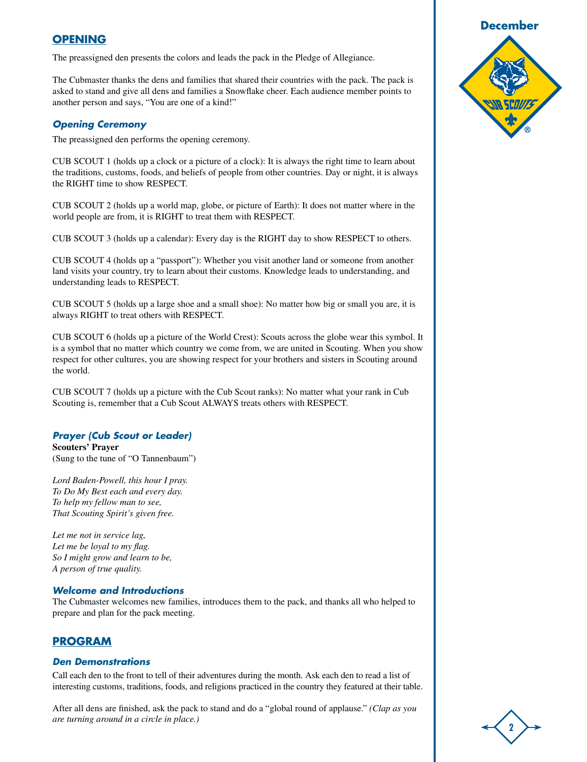## OPENING

The preassigned den presents the colors and leads the pack in the Pledge of Allegiance.

The Cubmaster thanks the dens and families that shared their countries with the pack. The pack is asked to stand and give all dens and families a Snowflake cheer. Each audience member points to another person and says, "You are one of a kind!"

### *Opening Ceremony*

The preassigned den performs the opening ceremony.

CUB SCOUT 1 (holds up a clock or a picture of a clock): It is always the right time to learn about the traditions, customs, foods, and beliefs of people from other countries. Day or night, it is always the RIGHT time to show RESPECT.

CUB SCOUT 2 (holds up a world map, globe, or picture of Earth): It does not matter where in the world people are from, it is RIGHT to treat them with RESPECT.

CUB SCOUT 3 (holds up a calendar): Every day is the RIGHT day to show RESPECT to others.

CUB SCOUT 4 (holds up a "passport"): Whether you visit another land or someone from another land visits your country, try to learn about their customs. Knowledge leads to understanding, and understanding leads to RESPECT.

CUB SCOUT 5 (holds up a large shoe and a small shoe): No matter how big or small you are, it is always RIGHT to treat others with RESPECT.

CUB SCOUT 6 (holds up a picture of the World Crest): Scouts across the globe wear this symbol. It is a symbol that no matter which country we come from, we are united in Scouting. When you show respect for other cultures, you are showing respect for your brothers and sisters in Scouting around the world.

CUB SCOUT 7 (holds up a picture with the Cub Scout ranks): No matter what your rank in Cub Scouting is, remember that a Cub Scout ALWAYS treats others with RESPECT.

### *Prayer (Cub Scout or Leader)*

**Scouters' Prayer**
(Sung to the tune of "O Tannenbaum")

*Lord Baden-Powell, this hour I pray.*
*To Do My Best each and every day.*
*To help my fellow man to see,*
*That Scouting Spirit's given free.*

*Let me not in service lag,*
*Let me be loyal to my flag.*
*So I might grow and learn to be,*
*A person of true quality.*

### *Welcome and Introductions*

The Cubmaster welcomes new families, introduces them to the pack, and thanks all who helped to prepare and plan for the pack meeting.

## PROGRAM

### *Den Demonstrations*

Call each den to the front to tell of their adventures during the month. Ask each den to read a list of interesting customs, traditions, foods, and religions practiced in the country they featured at their table.

After all dens are finished, ask the pack to stand and do a "global round of applause." *(Clap as you are turning around in a circle in place.)*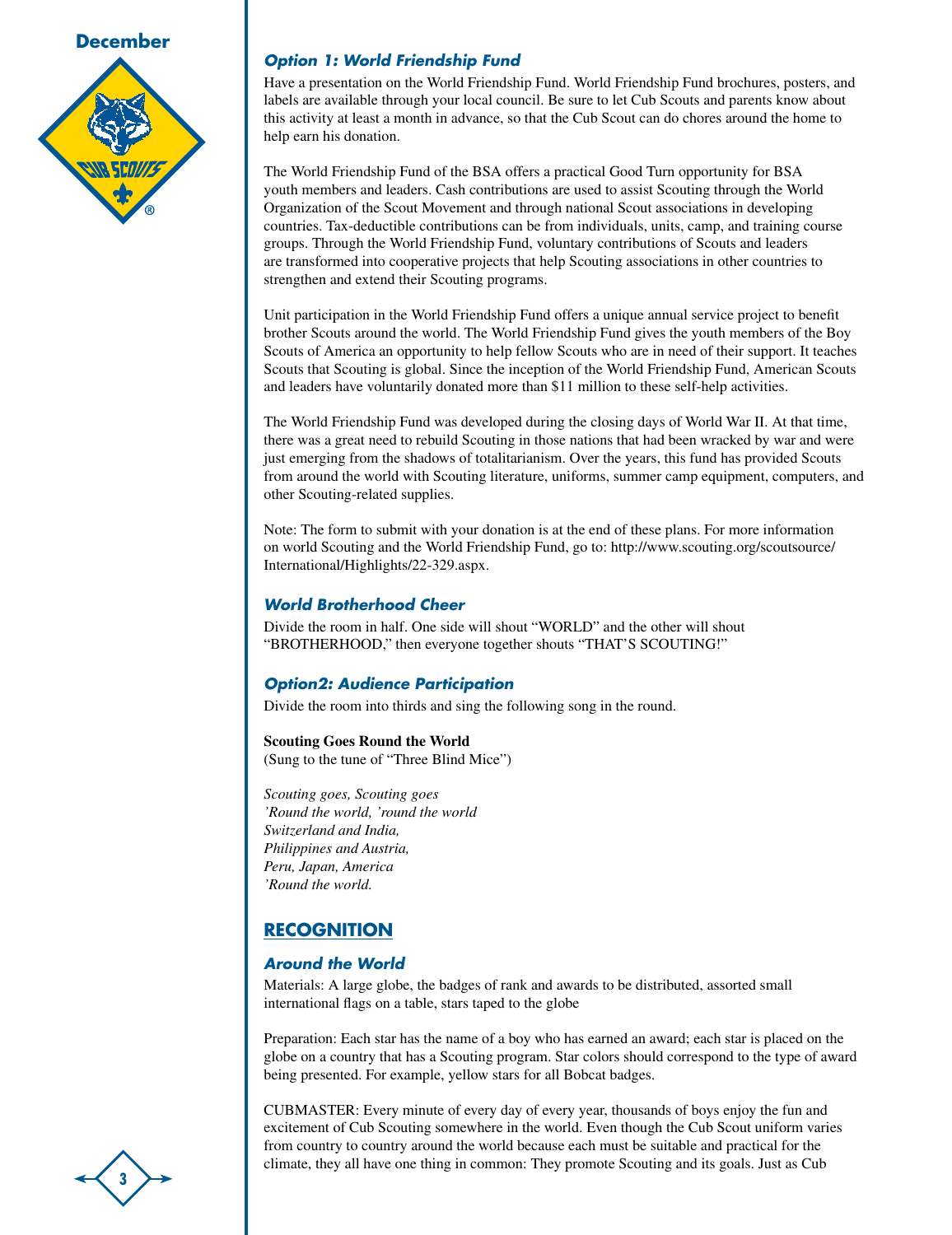### *Option 1: World Friendship Fund*

Have a presentation on the World Friendship Fund. World Friendship Fund brochures, posters, and labels are available through your local council. Be sure to let Cub Scouts and parents know about this activity at least a month in advance, so that the Cub Scout can do chores around the home to help earn his donation.

The World Friendship Fund of the BSA offers a practical Good Turn opportunity for BSA youth members and leaders. Cash contributions are used to assist Scouting through the World Organization of the Scout Movement and through national Scout associations in developing countries. Tax-deductible contributions can be from individuals, units, camp, and training course groups. Through the World Friendship Fund, voluntary contributions of Scouts and leaders are transformed into cooperative projects that help Scouting associations in other countries to strengthen and extend their Scouting programs.

Unit participation in the World Friendship Fund offers a unique annual service project to benefit brother Scouts around the world. The World Friendship Fund gives the youth members of the Boy Scouts of America an opportunity to help fellow Scouts who are in need of their support. It teaches Scouts that Scouting is global. Since the inception of the World Friendship Fund, American Scouts and leaders have voluntarily donated more than $11 million to these self-help activities.

The World Friendship Fund was developed during the closing days of World War II. At that time, there was a great need to rebuild Scouting in those nations that had been wracked by war and were just emerging from the shadows of totalitarianism. Over the years, this fund has provided Scouts from around the world with Scouting literature, uniforms, summer camp equipment, computers, and other Scouting-related supplies.

Note: The form to submit with your donation is at the end of these plans. For more information on world Scouting and the World Friendship Fund, go to: http://www.scouting.org/scoutsource/International/Highlights/22-329.aspx.

### *World Brotherhood Cheer*

Divide the room in half. One side will shout "WORLD" and the other will shout "BROTHERHOOD," then everyone together shouts "THAT'S SCOUTING!"

### *Option2: Audience Participation*

Divide the room into thirds and sing the following song in the round.

**Scouting Goes Round the World**
(Sung to the tune of "Three Blind Mice")

*Scouting goes, Scouting goes*
*'Round the world, 'round the world*
*Switzerland and India,*
*Philippines and Austria,*
*Peru, Japan, America*
*'Round the world.*

## RECOGNITION

### *Around the World*

Materials: A large globe, the badges of rank and awards to be distributed, assorted small international flags on a table, stars taped to the globe

Preparation: Each star has the name of a boy who has earned an award; each star is placed on the globe on a country that has a Scouting program. Star colors should correspond to the type of award being presented. For example, yellow stars for all Bobcat badges.

CUBMASTER: Every minute of every day of every year, thousands of boys enjoy the fun and excitement of Cub Scouting somewhere in the world. Even though the Cub Scout uniform varies from country to country around the world because each must be suitable and practical for the climate, they all have one thing in common: They promote Scouting and its goals. Just as Cub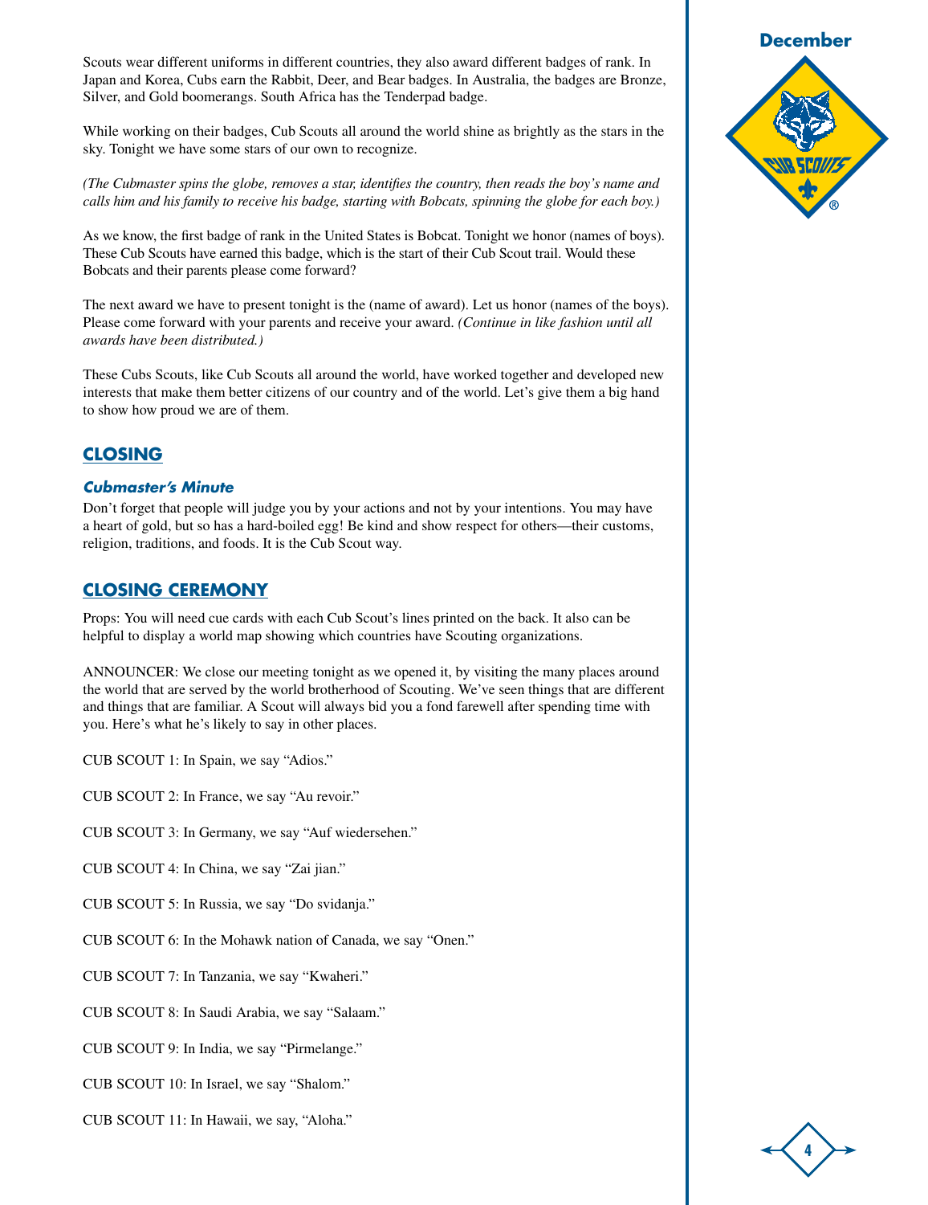Scouts wear different uniforms in different countries, they also award different badges of rank. In Japan and Korea, Cubs earn the Rabbit, Deer, and Bear badges. In Australia, the badges are Bronze, Silver, and Gold boomerangs. South Africa has the Tenderpad badge.

While working on their badges, Cub Scouts all around the world shine as brightly as the stars in the sky. Tonight we have some stars of our own to recognize.

*(The Cubmaster spins the globe, removes a star, identifies the country, then reads the boy's name and calls him and his family to receive his badge, starting with Bobcats, spinning the globe for each boy.)*

As we know, the first badge of rank in the United States is Bobcat. Tonight we honor (names of boys). These Cub Scouts have earned this badge, which is the start of their Cub Scout trail. Would these Bobcats and their parents please come forward?

The next award we have to present tonight is the (name of award). Let us honor (names of the boys). Please come forward with your parents and receive your award. *(Continue in like fashion until all awards have been distributed.)*

These Cubs Scouts, like Cub Scouts all around the world, have worked together and developed new interests that make them better citizens of our country and of the world. Let's give them a big hand to show how proud we are of them.

## CLOSING

### *Cubmaster's Minute*

Don't forget that people will judge you by your actions and not by your intentions. You may have a heart of gold, but so has a hard-boiled egg! Be kind and show respect for others—their customs, religion, traditions, and foods. It is the Cub Scout way.

## CLOSING CEREMONY

Props: You will need cue cards with each Cub Scout's lines printed on the back. It also can be helpful to display a world map showing which countries have Scouting organizations.

ANNOUNCER: We close our meeting tonight as we opened it, by visiting the many places around the world that are served by the world brotherhood of Scouting. We've seen things that are different and things that are familiar. A Scout will always bid you a fond farewell after spending time with you. Here's what he's likely to say in other places.

CUB SCOUT 1: In Spain, we say "Adios."

CUB SCOUT 2: In France, we say "Au revoir."

CUB SCOUT 3: In Germany, we say "Auf wiedersehen."

CUB SCOUT 4: In China, we say "Zai jian."

CUB SCOUT 5: In Russia, we say "Do svidanja."

CUB SCOUT 6: In the Mohawk nation of Canada, we say "Onen."

CUB SCOUT 7: In Tanzania, we say "Kwaheri."

CUB SCOUT 8: In Saudi Arabia, we say "Salaam."

CUB SCOUT 9: In India, we say "Pirmelange."

CUB SCOUT 10: In Israel, we say "Shalom."

CUB SCOUT 11: In Hawaii, we say, "Aloha."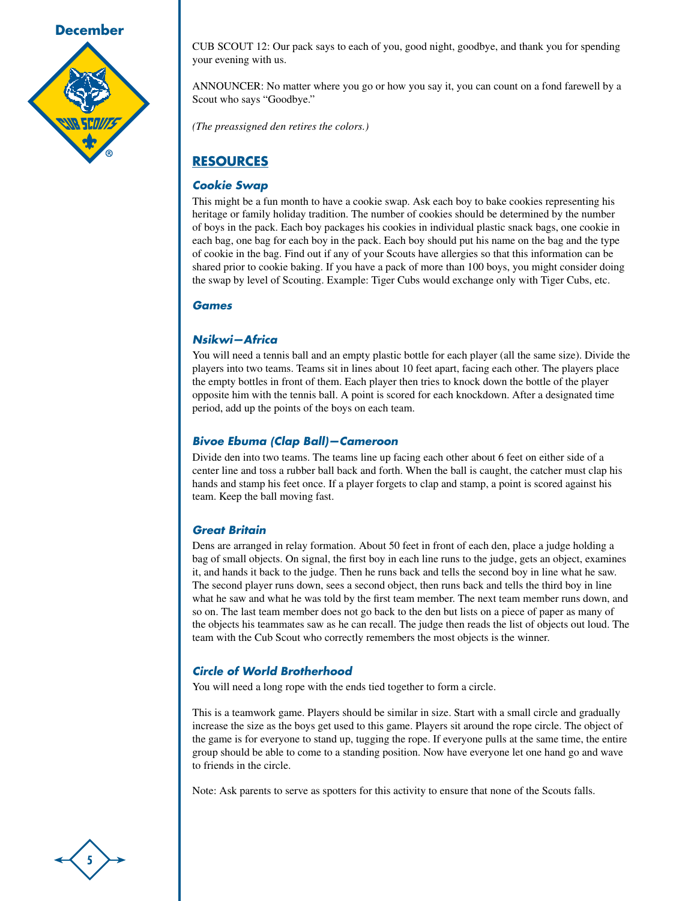CUB SCOUT 12: Our pack says to each of you, good night, goodbye, and thank you for spending your evening with us.

ANNOUNCER: No matter where you go or how you say it, you can count on a fond farewell by a Scout who says “Goodbye.”

*(The preassigned den retires the colors.)*

## RESOURCES

### Cookie Swap

This might be a fun month to have a cookie swap. Ask each boy to bake cookies representing his heritage or family holiday tradition. The number of cookies should be determined by the number of boys in the pack. Each boy packages his cookies in individual plastic snack bags, one cookie in each bag, one bag for each boy in the pack. Each boy should put his name on the bag and the type of cookie in the bag. Find out if any of your Scouts have allergies so that this information can be shared prior to cookie baking. If you have a pack of more than 100 boys, you might consider doing the swap by level of Scouting. Example: Tiger Cubs would exchange only with Tiger Cubs, etc.

### Games

### Nsikwi—Africa

You will need a tennis ball and an empty plastic bottle for each player (all the same size). Divide the players into two teams. Teams sit in lines about 10 feet apart, facing each other. The players place the empty bottles in front of them. Each player then tries to knock down the bottle of the player opposite him with the tennis ball. A point is scored for each knockdown. After a designated time period, add up the points of the boys on each team.

### Bivoe Ebuma (Clap Ball)—Cameroon

Divide den into two teams. The teams line up facing each other about 6 feet on either side of a center line and toss a rubber ball back and forth. When the ball is caught, the catcher must clap his hands and stamp his feet once. If a player forgets to clap and stamp, a point is scored against his team. Keep the ball moving fast.

### Great Britain

Dens are arranged in relay formation. About 50 feet in front of each den, place a judge holding a bag of small objects. On signal, the first boy in each line runs to the judge, gets an object, examines it, and hands it back to the judge. Then he runs back and tells the second boy in line what he saw. The second player runs down, sees a second object, then runs back and tells the third boy in line what he saw and what he was told by the first team member. The next team member runs down, and so on. The last team member does not go back to the den but lists on a piece of paper as many of the objects his teammates saw as he can recall. The judge then reads the list of objects out loud. The team with the Cub Scout who correctly remembers the most objects is the winner.

### Circle of World Brotherhood

You will need a long rope with the ends tied together to form a circle.

This is a teamwork game. Players should be similar in size. Start with a small circle and gradually increase the size as the boys get used to this game. Players sit around the rope circle. The object of the game is for everyone to stand up, tugging the rope. If everyone pulls at the same time, the entire group should be able to come to a standing position. Now have everyone let one hand go and wave to friends in the circle.

Note: Ask parents to serve as spotters for this activity to ensure that none of the Scouts falls.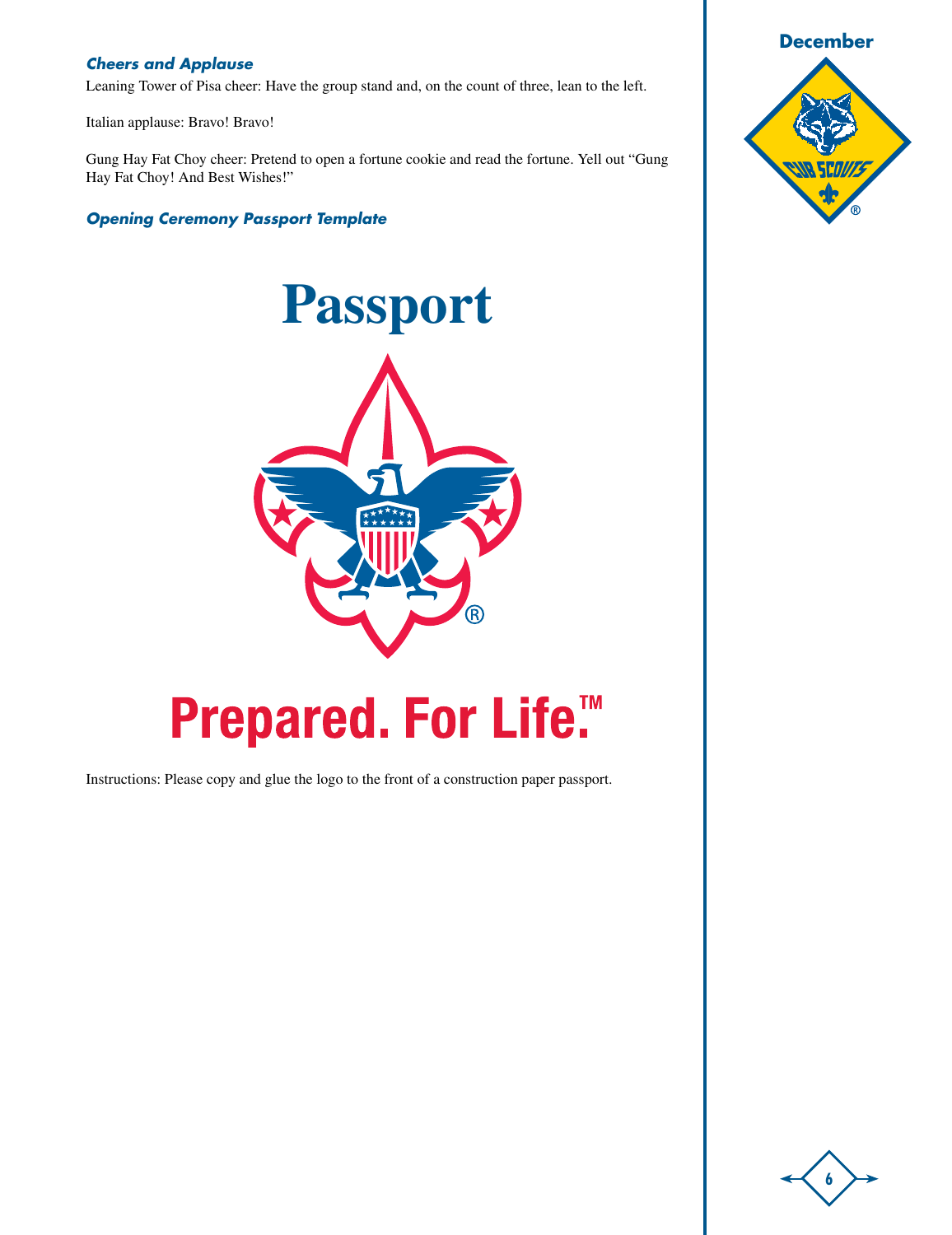### *Cheers and Applause*

Leaning Tower of Pisa cheer: Have the group stand and, on the count of three, lean to the left.

Italian applause: Bravo! Bravo!

Gung Hay Fat Choy cheer: Pretend to open a fortune cookie and read the fortune. Yell out "Gung Hay Fat Choy! And Best Wishes!"

### *Opening Ceremony Passport Template*

# Passport

**Prepared. For Life.™**

Instructions: Please copy and glue the logo to the front of a construction paper passport.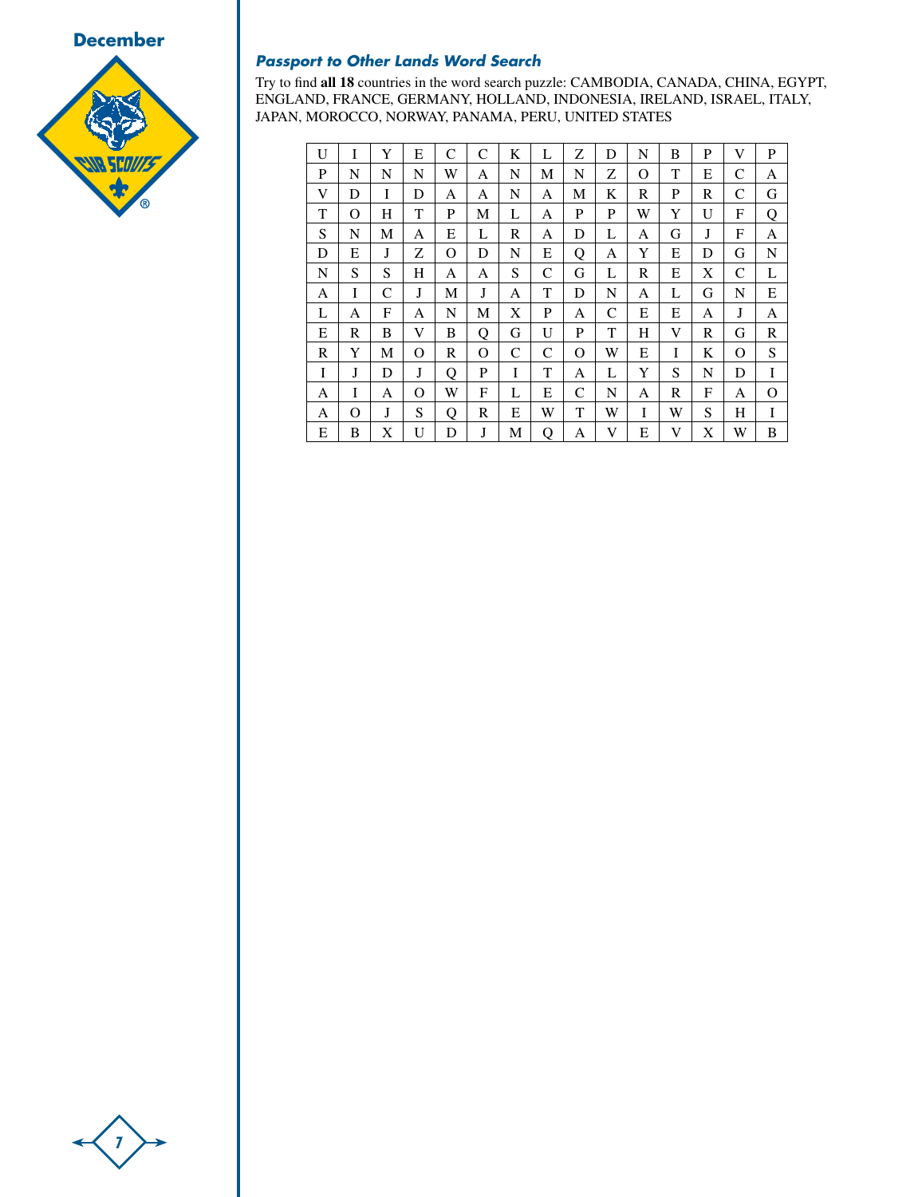## December

### *Passport to Other Lands Word Search*

Try to find **all 18** countries in the word search puzzle: CAMBODIA, CANADA, CHINA, EGYPT, ENGLAND, FRANCE, GERMANY, HOLLAND, INDONESIA, IRELAND, ISRAEL, ITALY, JAPAN, MOROCCO, NORWAY, PANAMA, PERU, UNITED STATES

| | | | | | | | | | | | | | | |
|---|---|---|---|---|---|---|---|---|---|---|---|---|---|---|
| U | I | Y | E | C | C | K | L | Z | D | N | B | P | V | P |
| P | N | N | N | W | A | N | M | N | Z | O | T | E | C | A |
| V | D | I | D | A | A | N | A | M | K | R | P | R | C | G |
| T | O | H | T | P | M | L | A | P | P | W | Y | U | F | Q |
| S | N | M | A | E | L | R | A | D | L | A | G | J | F | A |
| D | E | J | Z | O | D | N | E | Q | A | Y | E | D | G | N |
| N | S | S | H | A | A | S | C | G | L | R | E | X | C | L |
| A | I | C | J | M | J | A | T | D | N | A | L | G | N | E |
| L | A | F | A | N | M | X | P | A | C | E | E | A | J | A |
| E | R | B | V | B | Q | G | U | P | T | H | V | R | G | R |
| R | Y | M | O | R | O | C | C | O | W | E | I | K | O | S |
| I | J | D | J | Q | P | I | T | A | L | Y | S | N | D | I |
| A | I | A | O | W | F | L | E | C | N | A | R | F | A | O |
| A | O | J | S | Q | R | E | W | T | W | I | W | S | H | I |
| E | B | X | U | D | J | M | Q | A | V | E | V | X | W | B |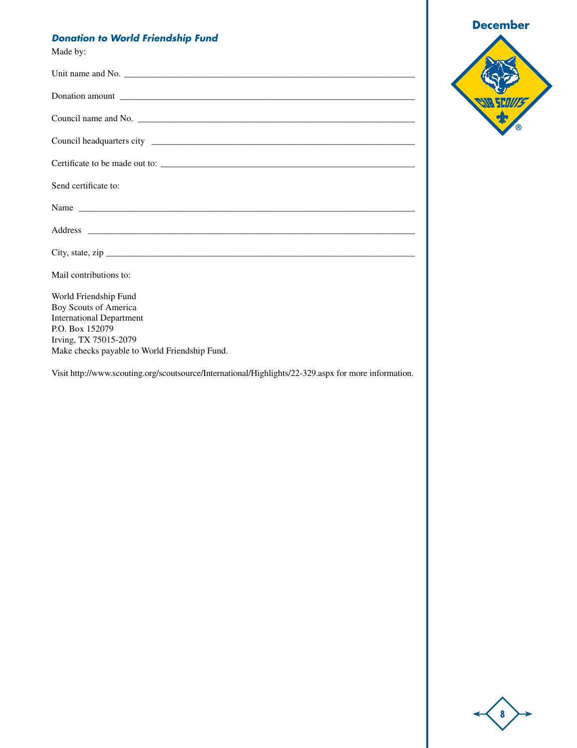### *Donation to World Friendship Fund*

Made by:

Unit name and No. ___________________________________________________________________

Donation amount ___________________________________________________________________

Council name and No. ________________________________________________________________

Council headquarters city _____________________________________________________________

Certificate to be made out to: _________________________________________________________

Send certificate to:

Name _____________________________________________________________________________

Address ___________________________________________________________________________

City, state, zip ______________________________________________________________________

Mail contributions to:

World Friendship Fund
Boy Scouts of America
International Department
P.O. Box 152079
Irving, TX 75015-2079
Make checks payable to World Friendship Fund.

Visit http://www.scouting.org/scoutsource/International/Highlights/22-329.aspx for more information.